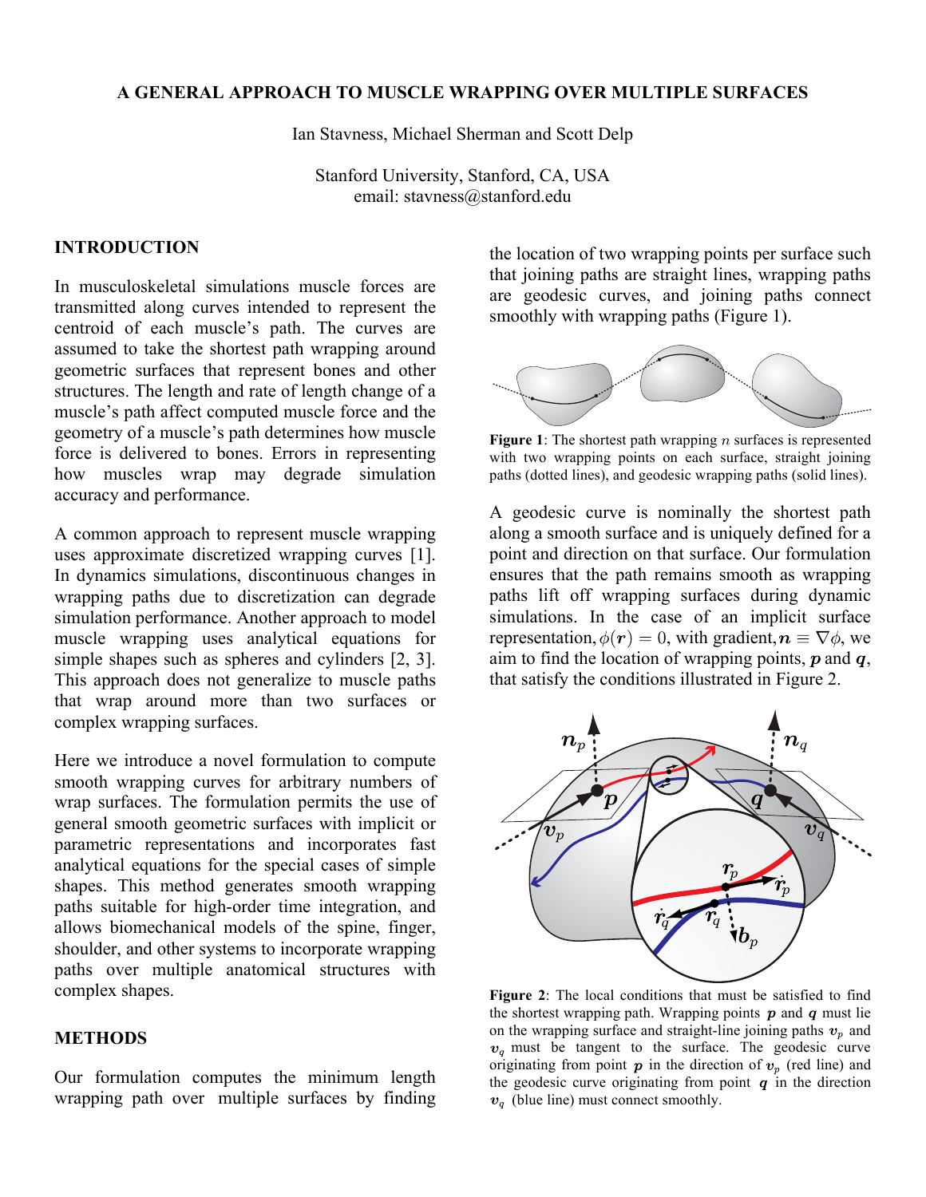# A GENERAL APPROACH TO MUSCLE WRAPPING OVER MULTIPLE SURFACES

Ian Stavness, Michael Sherman and Scott Delp

Stanford University, Stanford, CA, USA
email: stavness@stanford.edu

## INTRODUCTION

In musculoskeletal simulations muscle forces are transmitted along curves intended to represent the centroid of each muscle's path. The curves are assumed to take the shortest path wrapping around geometric surfaces that represent bones and other structures. The length and rate of length change of a muscle's path affect computed muscle force and the geometry of a muscle's path determines how muscle force is delivered to bones. Errors in representing how muscles wrap may degrade simulation accuracy and performance.

A common approach to represent muscle wrapping uses approximate discretized wrapping curves [1]. In dynamics simulations, discontinuous changes in wrapping paths due to discretization can degrade simulation performance. Another approach to model muscle wrapping uses analytical equations for simple shapes such as spheres and cylinders [2, 3]. This approach does not generalize to muscle paths that wrap around more than two surfaces or complex wrapping surfaces.

Here we introduce a novel formulation to compute smooth wrapping curves for arbitrary numbers of wrap surfaces. The formulation permits the use of general smooth geometric surfaces with implicit or parametric representations and incorporates fast analytical equations for the special cases of simple shapes. This method generates smooth wrapping paths suitable for high-order time integration, and allows biomechanical models of the spine, finger, shoulder, and other systems to incorporate wrapping paths over multiple anatomical structures with complex shapes.

## METHODS

Our formulation computes the minimum length wrapping path over multiple surfaces by finding the location of two wrapping points per surface such that joining paths are straight lines, wrapping paths are geodesic curves, and joining paths connect smoothly with wrapping paths (Figure 1).

**Figure 1**: The shortest path wrapping $n$ surfaces is represented with two wrapping points on each surface, straight joining paths (dotted lines), and geodesic wrapping paths (solid lines).

A geodesic curve is nominally the shortest path along a smooth surface and is uniquely defined for a point and direction on that surface. Our formulation ensures that the path remains smooth as wrapping paths lift off wrapping surfaces during dynamic simulations. In the case of an implicit surface representation, $\phi(\boldsymbol{r}) = 0$, with gradient, $\boldsymbol{n} \equiv \nabla\phi$, we aim to find the location of wrapping points, $\boldsymbol{p}$ and $\boldsymbol{q}$, that satisfy the conditions illustrated in Figure 2.

**Figure 2**: The local conditions that must be satisfied to find the shortest wrapping path. Wrapping points $\boldsymbol{p}$ and $\boldsymbol{q}$ must lie on the wrapping surface and straight-line joining paths $\boldsymbol{v}_p$ and $\boldsymbol{v}_q$ must be tangent to the surface. The geodesic curve originating from point $\boldsymbol{p}$ in the direction of $\boldsymbol{v}_p$ (red line) and the geodesic curve originating from point $\boldsymbol{q}$ in the direction $\boldsymbol{v}_q$ (blue line) must connect smoothly.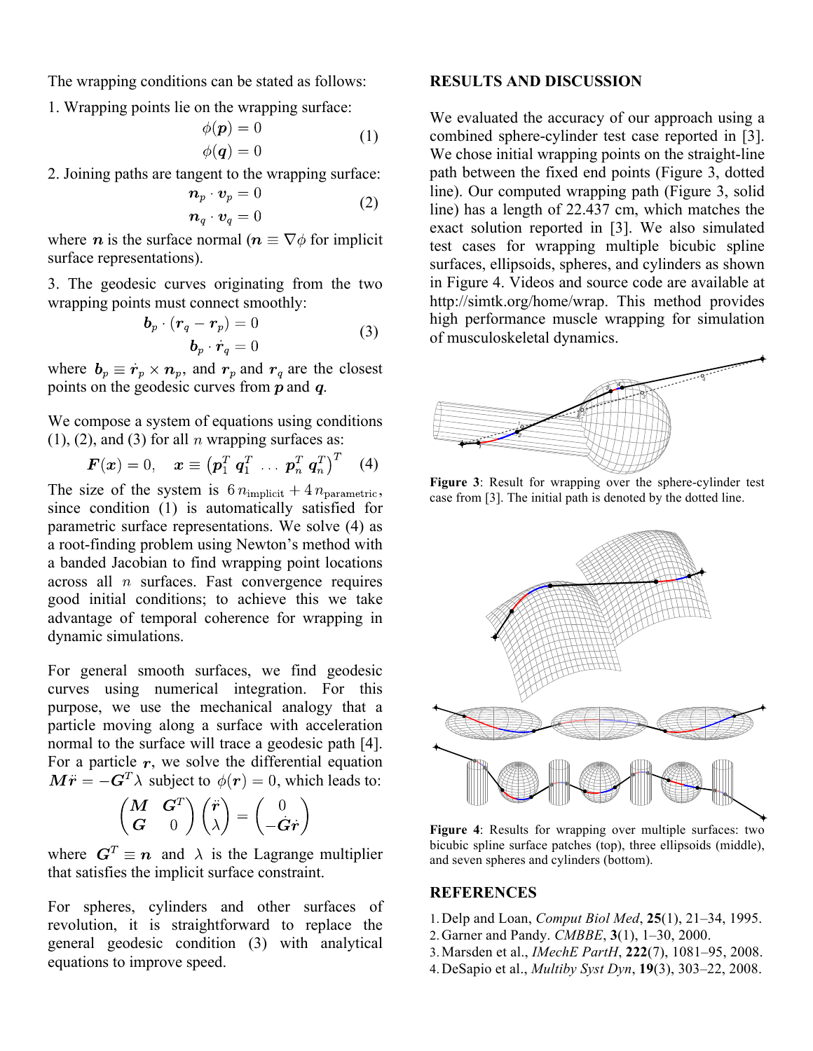The wrapping conditions can be stated as follows:

1. Wrapping points lie on the wrapping surface:

$$\phi(\boldsymbol{p}) = 0$$
$$\phi(\boldsymbol{q}) = 0 \quad (1)$$

2. Joining paths are tangent to the wrapping surface:

$$\boldsymbol{n}_p \cdot \boldsymbol{v}_p = 0$$
$$\boldsymbol{n}_q \cdot \boldsymbol{v}_q = 0 \quad (2)$$

where $\boldsymbol{n}$ is the surface normal ($\boldsymbol{n} \equiv \nabla\phi$ for implicit surface representations).

3. The geodesic curves originating from the two wrapping points must connect smoothly:

$$\boldsymbol{b}_p \cdot (\boldsymbol{r}_q - \boldsymbol{r}_p) = 0$$
$$\boldsymbol{b}_p \cdot \dot{\boldsymbol{r}}_q = 0 \quad (3)$$

where $\boldsymbol{b}_p \equiv \dot{\boldsymbol{r}}_p \times \boldsymbol{n}_p$, and $\boldsymbol{r}_p$ and $\boldsymbol{r}_q$ are the closest points on the geodesic curves from $\boldsymbol{p}$ and $\boldsymbol{q}$.

We compose a system of equations using conditions (1), (2), and (3) for all $n$ wrapping surfaces as:

$$\boldsymbol{F}(\boldsymbol{x}) = 0, \quad \boldsymbol{x} \equiv \left(\boldsymbol{p}_1^T \; \boldsymbol{q}_1^T \; \ldots \; \boldsymbol{p}_n^T \; \boldsymbol{q}_n^T\right)^T \quad (4)$$

The size of the system is $6\,n_{\text{implicit}} + 4\,n_{\text{parametric}}$, since condition (1) is automatically satisfied for parametric surface representations. We solve (4) as a root-finding problem using Newton's method with a banded Jacobian to find wrapping point locations across all $n$ surfaces. Fast convergence requires good initial conditions; to achieve this we take advantage of temporal coherence for wrapping in dynamic simulations.

For general smooth surfaces, we find geodesic curves using numerical integration. For this purpose, we use the mechanical analogy that a particle moving along a surface with acceleration normal to the surface will trace a geodesic path [4]. For a particle $\boldsymbol{r}$, we solve the differential equation $\boldsymbol{M}\ddot{\boldsymbol{r}} = -\boldsymbol{G}^T\lambda$ subject to $\phi(\boldsymbol{r}) = 0$, which leads to:

$$\begin{pmatrix} \boldsymbol{M} & \boldsymbol{G}^T \\ \boldsymbol{G} & 0 \end{pmatrix} \begin{pmatrix} \ddot{\boldsymbol{r}} \\ \lambda \end{pmatrix} = \begin{pmatrix} 0 \\ -\dot{\boldsymbol{G}}\dot{\boldsymbol{r}} \end{pmatrix}$$

where $\boldsymbol{G}^T \equiv \boldsymbol{n}$ and $\lambda$ is the Lagrange multiplier that satisfies the implicit surface constraint.

For spheres, cylinders and other surfaces of revolution, it is straightforward to replace the general geodesic condition (3) with analytical equations to improve speed.

## RESULTS AND DISCUSSION

We evaluated the accuracy of our approach using a combined sphere-cylinder test case reported in [3]. We chose initial wrapping points on the straight-line path between the fixed end points (Figure 3, dotted line). Our computed wrapping path (Figure 3, solid line) has a length of 22.437 cm, which matches the exact solution reported in [3]. We also simulated test cases for wrapping multiple bicubic spline surfaces, ellipsoids, spheres, and cylinders as shown in Figure 4. Videos and source code are available at http://simtk.org/home/wrap. This method provides high performance muscle wrapping for simulation of musculoskeletal dynamics.

**Figure 3**: Result for wrapping over the sphere-cylinder test case from [3]. The initial path is denoted by the dotted line.

**Figure 4**: Results for wrapping over multiple surfaces: two bicubic spline surface patches (top), three ellipsoids (middle), and seven spheres and cylinders (bottom).

## REFERENCES

1. Delp and Loan, *Comput Biol Med*, **25**(1), 21–34, 1995.
2. Garner and Pandy. *CMBBE*, **3**(1), 1–30, 2000.
3. Marsden et al., *IMechE PartH*, **222**(7), 1081–95, 2008.
4. DeSapio et al., *Multiby Syst Dyn*, **19**(3), 303–22, 2008.